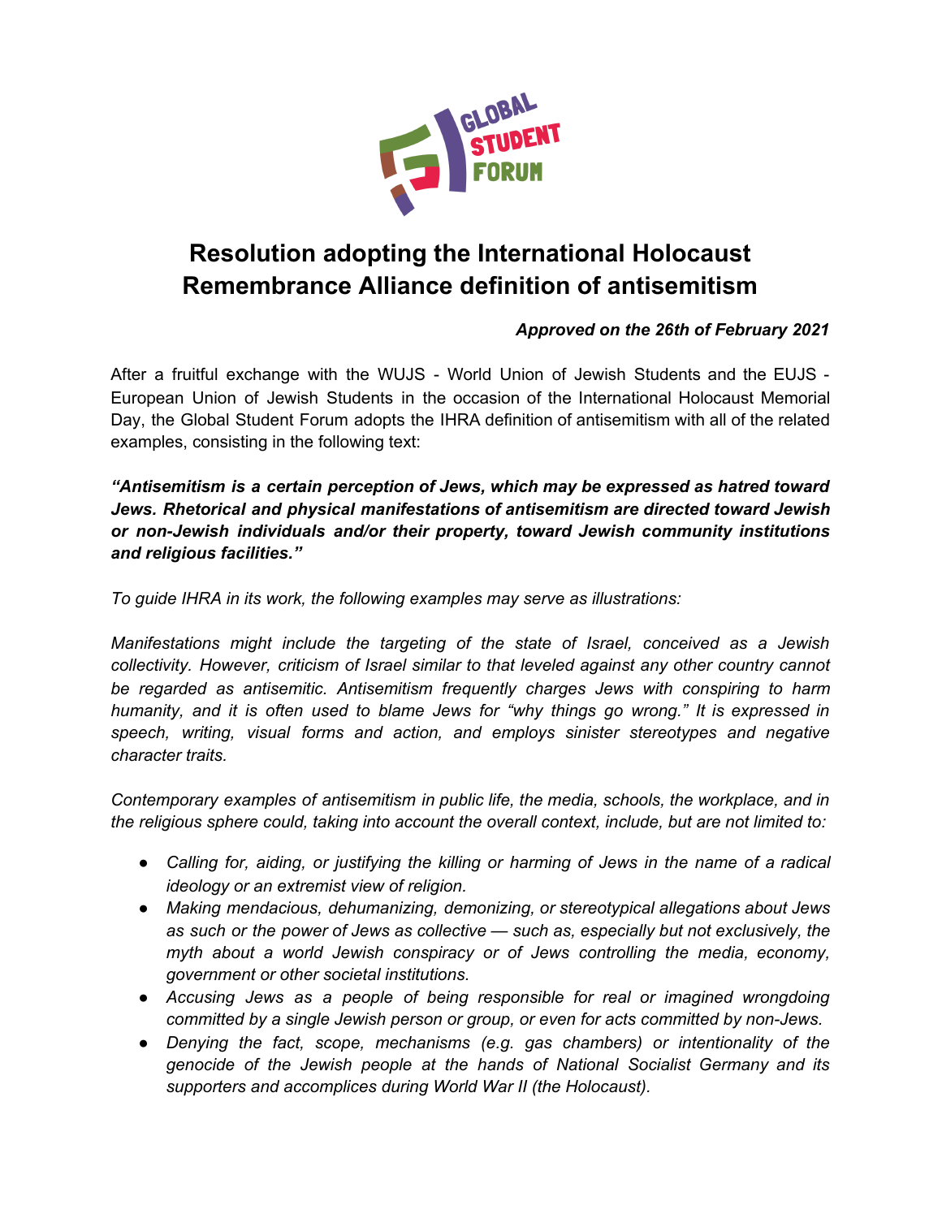# Resolution adopting the International Holocaust Remembrance Alliance definition of antisemitism

***Approved on the 26th of February 2021***

After a fruitful exchange with the WUJS - World Union of Jewish Students and the EUJS - European Union of Jewish Students in the occasion of the International Holocaust Memorial Day, the Global Student Forum adopts the IHRA definition of antisemitism with all of the related examples, consisting in the following text:

***"Antisemitism is a certain perception of Jews, which may be expressed as hatred toward Jews. Rhetorical and physical manifestations of antisemitism are directed toward Jewish or non-Jewish individuals and/or their property, toward Jewish community institutions and religious facilities."***

*To guide IHRA in its work, the following examples may serve as illustrations:*

*Manifestations might include the targeting of the state of Israel, conceived as a Jewish collectivity. However, criticism of Israel similar to that leveled against any other country cannot be regarded as antisemitic. Antisemitism frequently charges Jews with conspiring to harm humanity, and it is often used to blame Jews for "why things go wrong." It is expressed in speech, writing, visual forms and action, and employs sinister stereotypes and negative character traits.*

*Contemporary examples of antisemitism in public life, the media, schools, the workplace, and in the religious sphere could, taking into account the overall context, include, but are not limited to:*

- *Calling for, aiding, or justifying the killing or harming of Jews in the name of a radical ideology or an extremist view of religion.*
- *Making mendacious, dehumanizing, demonizing, or stereotypical allegations about Jews as such or the power of Jews as collective — such as, especially but not exclusively, the myth about a world Jewish conspiracy or of Jews controlling the media, economy, government or other societal institutions.*
- *Accusing Jews as a people of being responsible for real or imagined wrongdoing committed by a single Jewish person or group, or even for acts committed by non-Jews.*
- *Denying the fact, scope, mechanisms (e.g. gas chambers) or intentionality of the genocide of the Jewish people at the hands of National Socialist Germany and its supporters and accomplices during World War II (the Holocaust).*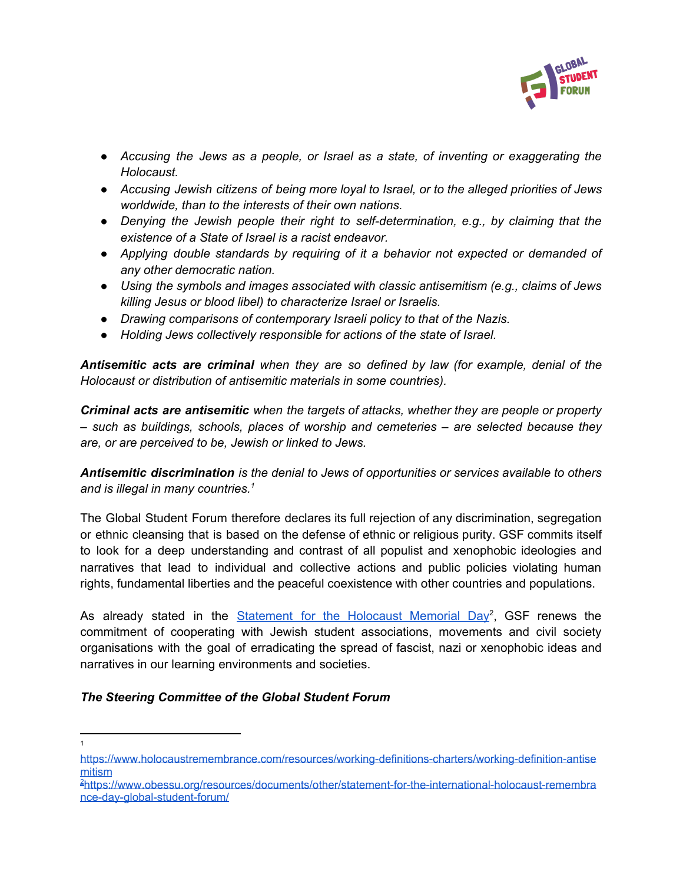- *Accusing the Jews as a people, or Israel as a state, of inventing or exaggerating the Holocaust.*
- *Accusing Jewish citizens of being more loyal to Israel, or to the alleged priorities of Jews worldwide, than to the interests of their own nations.*
- *Denying the Jewish people their right to self-determination, e.g., by claiming that the existence of a State of Israel is a racist endeavor.*
- *Applying double standards by requiring of it a behavior not expected or demanded of any other democratic nation.*
- *Using the symbols and images associated with classic antisemitism (e.g., claims of Jews killing Jesus or blood libel) to characterize Israel or Israelis.*
- *Drawing comparisons of contemporary Israeli policy to that of the Nazis.*
- *Holding Jews collectively responsible for actions of the state of Israel.*

***Antisemitic acts are criminal*** *when they are so defined by law (for example, denial of the Holocaust or distribution of antisemitic materials in some countries).*

***Criminal acts are antisemitic*** *when the targets of attacks, whether they are people or property – such as buildings, schools, places of worship and cemeteries – are selected because they are, or are perceived to be, Jewish or linked to Jews.*

***Antisemitic discrimination*** *is the denial to Jews of opportunities or services available to others and is illegal in many countries.*[1]

The Global Student Forum therefore declares its full rejection of any discrimination, segregation or ethnic cleansing that is based on the defense of ethnic or religious purity. GSF commits itself to look for a deep understanding and contrast of all populist and xenophobic ideologies and narratives that lead to individual and collective actions and public policies violating human rights, fundamental liberties and the peaceful coexistence with other countries and populations.

As already stated in the Statement for the Holocaust Memorial Day[2], GSF renews the commitment of cooperating with Jewish student associations, movements and civil society organisations with the goal of erradicating the spread of fascist, nazi or xenophobic ideas and narratives in our learning environments and societies.

***The Steering Committee of the Global Student Forum***

---

[1] https://www.holocaustremembrance.com/resources/working-definitions-charters/working-definition-antisemitism

[2] https://www.obessu.org/resources/documents/other/statement-for-the-international-holocaust-remembrance-day-global-student-forum/